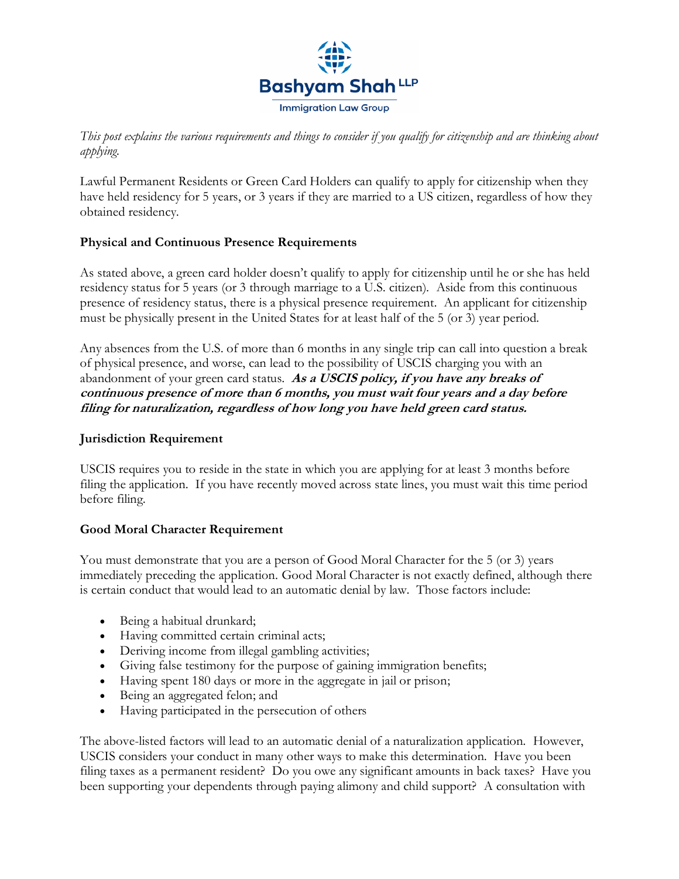**Bashyam Shah LLP**
Immigration Law Group

*This post explains the various requirements and things to consider if you qualify for citizenship and are thinking about applying.*

Lawful Permanent Residents or Green Card Holders can qualify to apply for citizenship when they have held residency for 5 years, or 3 years if they are married to a US citizen, regardless of how they obtained residency.

### Physical and Continuous Presence Requirements

As stated above, a green card holder doesn't qualify to apply for citizenship until he or she has held residency status for 5 years (or 3 through marriage to a U.S. citizen). Aside from this continuous presence of residency status, there is a physical presence requirement. An applicant for citizenship must be physically present in the United States for at least half of the 5 (or 3) year period.

Any absences from the U.S. of more than 6 months in any single trip can call into question a break of physical presence, and worse, can lead to the possibility of USCIS charging you with an abandonment of your green card status. ***As a USCIS policy, if you have any breaks of continuous presence of more than 6 months, you must wait four years and a day before filing for naturalization, regardless of how long you have held green card status.***

### Jurisdiction Requirement

USCIS requires you to reside in the state in which you are applying for at least 3 months before filing the application. If you have recently moved across state lines, you must wait this time period before filing.

### Good Moral Character Requirement

You must demonstrate that you are a person of Good Moral Character for the 5 (or 3) years immediately preceding the application. Good Moral Character is not exactly defined, although there is certain conduct that would lead to an automatic denial by law. Those factors include:

- Being a habitual drunkard;
- Having committed certain criminal acts;
- Deriving income from illegal gambling activities;
- Giving false testimony for the purpose of gaining immigration benefits;
- Having spent 180 days or more in the aggregate in jail or prison;
- Being an aggregated felon; and
- Having participated in the persecution of others

The above-listed factors will lead to an automatic denial of a naturalization application. However, USCIS considers your conduct in many other ways to make this determination. Have you been filing taxes as a permanent resident? Do you owe any significant amounts in back taxes? Have you been supporting your dependents through paying alimony and child support? A consultation with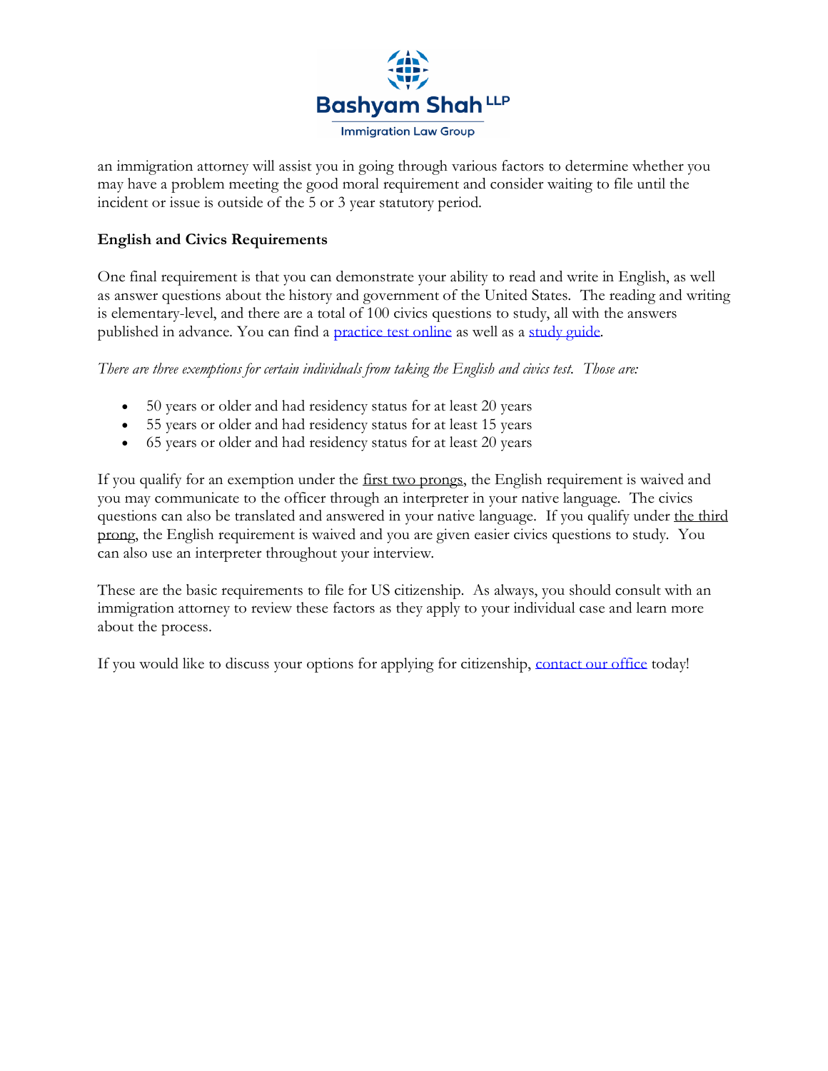an immigration attorney will assist you in going through various factors to determine whether you may have a problem meeting the good moral requirement and consider waiting to file until the incident or issue is outside of the 5 or 3 year statutory period.

**English and Civics Requirements**

One final requirement is that you can demonstrate your ability to read and write in English, as well as answer questions about the history and government of the United States. The reading and writing is elementary-level, and there are a total of 100 civics questions to study, all with the answers published in advance. You can find a practice test online as well as a study guide.

*There are three exemptions for certain individuals from taking the English and civics test. Those are:*

- 50 years or older and had residency status for at least 20 years
- 55 years or older and had residency status for at least 15 years
- 65 years or older and had residency status for at least 20 years

If you qualify for an exemption under the first two prongs, the English requirement is waived and you may communicate to the officer through an interpreter in your native language. The civics questions can also be translated and answered in your native language. If you qualify under the third prong, the English requirement is waived and you are given easier civics questions to study. You can also use an interpreter throughout your interview.

These are the basic requirements to file for US citizenship. As always, you should consult with an immigration attorney to review these factors as they apply to your individual case and learn more about the process.

If you would like to discuss your options for applying for citizenship, contact our office today!